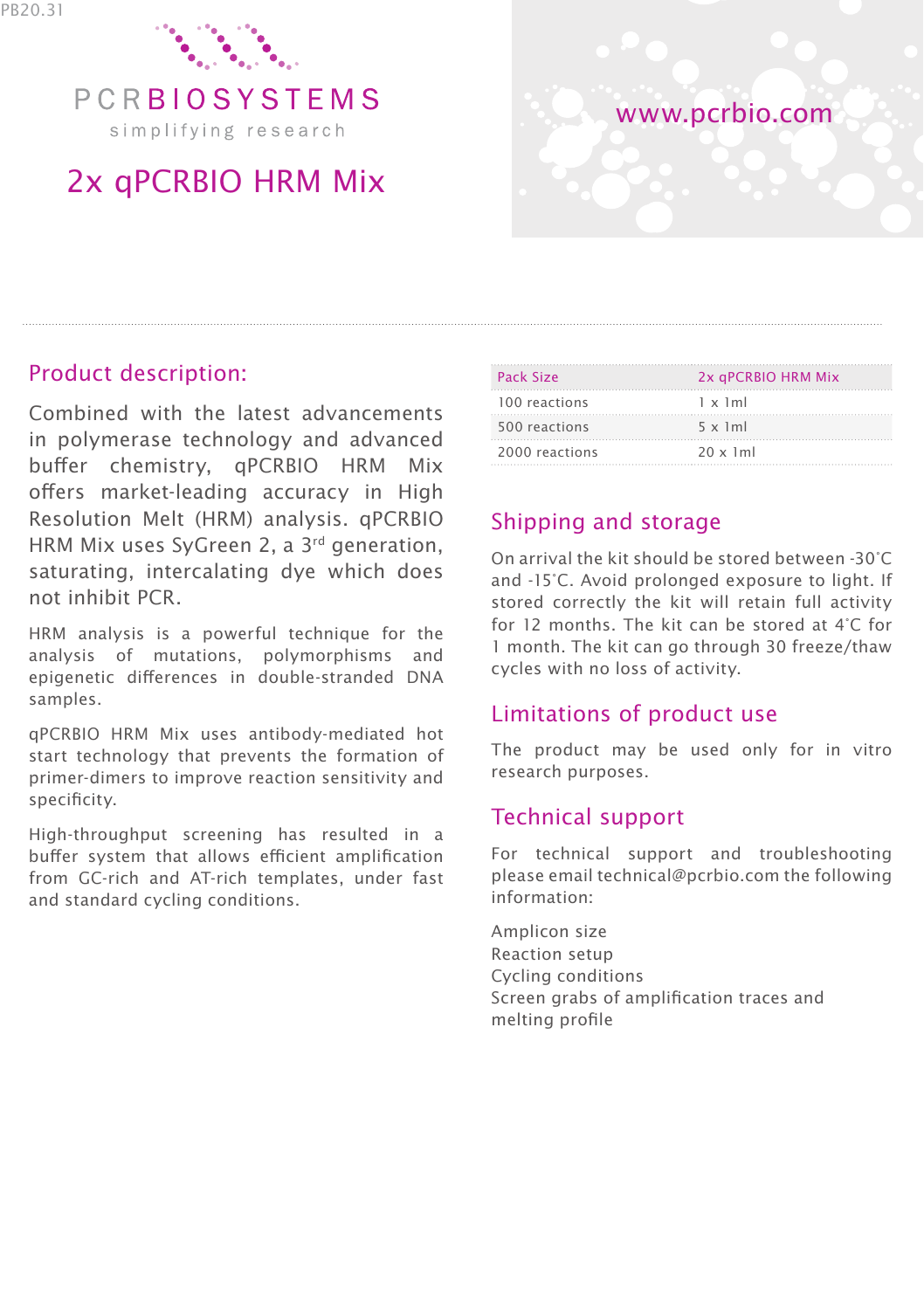PB20.31

PCRBIOSYSTEMS

simplifying research

# 2x qPCRBIO HRM Mix

www.pcrbio.com

## Product description:

Combined with the latest advancements in polymerase technology and advanced buffer chemistry, qPCRBIO HRM Mix offers market-leading accuracy in High Resolution Melt (HRM) analysis. qPCRBIO HRM Mix uses SyGreen 2, a 3rd generation, saturating, intercalating dye which does not inhibit PCR.

HRM analysis is a powerful technique for the analysis of mutations, polymorphisms and epigenetic differences in double-stranded DNA samples.

qPCRBIO HRM Mix uses antibody-mediated hot start technology that prevents the formation of primer-dimers to improve reaction sensitivity and specificity.

High-throughput screening has resulted in a buffer system that allows efficient amplification from GC-rich and AT-rich templates, under fast and standard cycling conditions.

| Pack Size | 2x qPCRBIO HRM Mix |
|---|---|
| 100 reactions | 1 x 1ml |
| 500 reactions | 5 x 1ml |
| 2000 reactions | 20 x 1ml |

## Shipping and storage

On arrival the kit should be stored between -30°C and -15°C. Avoid prolonged exposure to light. If stored correctly the kit will retain full activity for 12 months. The kit can be stored at 4°C for 1 month. The kit can go through 30 freeze/thaw cycles with no loss of activity.

## Limitations of product use

The product may be used only for in vitro research purposes.

## Technical support

For technical support and troubleshooting please email technical@pcrbio.com the following information:

Amplicon size
Reaction setup
Cycling conditions
Screen grabs of amplification traces and melting profile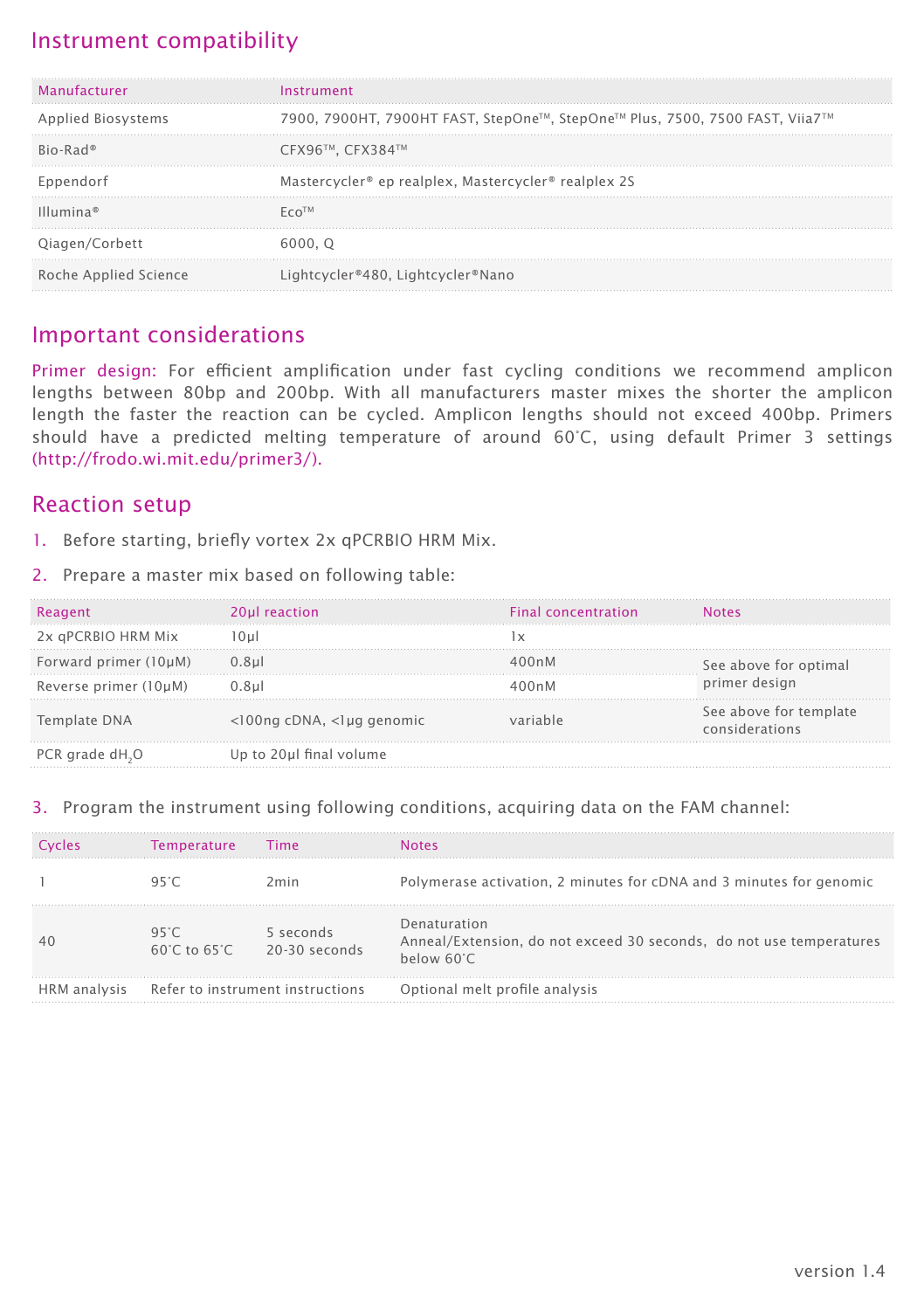## Instrument compatibility

| Manufacturer | Instrument |
|---|---|
| Applied Biosystems | 7900, 7900HT, 7900HT FAST, StepOne™, StepOne™ Plus, 7500, 7500 FAST, Viia7™ |
| Bio-Rad® | CFX96™, CFX384™ |
| Eppendorf | Mastercycler® ep realplex, Mastercycler® realplex 2S |
| Illumina® | Eco™ |
| Qiagen/Corbett | 6000, Q |
| Roche Applied Science | Lightcycler®480, Lightcycler®Nano |

## Important considerations

Primer design: For efficient amplification under fast cycling conditions we recommend amplicon lengths between 80bp and 200bp. With all manufacturers master mixes the shorter the amplicon length the faster the reaction can be cycled. Amplicon lengths should not exceed 400bp. Primers should have a predicted melting temperature of around 60˚C, using default Primer 3 settings (http://frodo.wi.mit.edu/primer3/).

## Reaction setup

1. Before starting, briefly vortex 2x qPCRBIO HRM Mix.
2. Prepare a master mix based on following table:

| Reagent | 20µl reaction | Final concentration | Notes |
|---|---|---|---|
| 2x qPCRBIO HRM Mix | 10µl | 1x | |
| Forward primer (10µM) | 0.8µl | 400nM | See above for optimal primer design |
| Reverse primer (10µM) | 0.8µl | 400nM | |
| Template DNA | <100ng cDNA, <1µg genomic | variable | See above for template considerations |
| PCR grade $dH_2O$ | Up to 20µl final volume | | |

3. Program the instrument using following conditions, acquiring data on the FAM channel:

| Cycles | Temperature | Time | Notes |
|---|---|---|---|
| 1 | 95˚C | 2min | Polymerase activation, 2 minutes for cDNA and 3 minutes for genomic |
| 40 | 95˚C<br>60˚C to 65˚C | 5 seconds<br>20-30 seconds | Denaturation<br>Anneal/Extension, do not exceed 30 seconds, do not use temperatures below 60˚C |
| HRM analysis | Refer to instrument instructions | | Optional melt profile analysis |

version 1.4